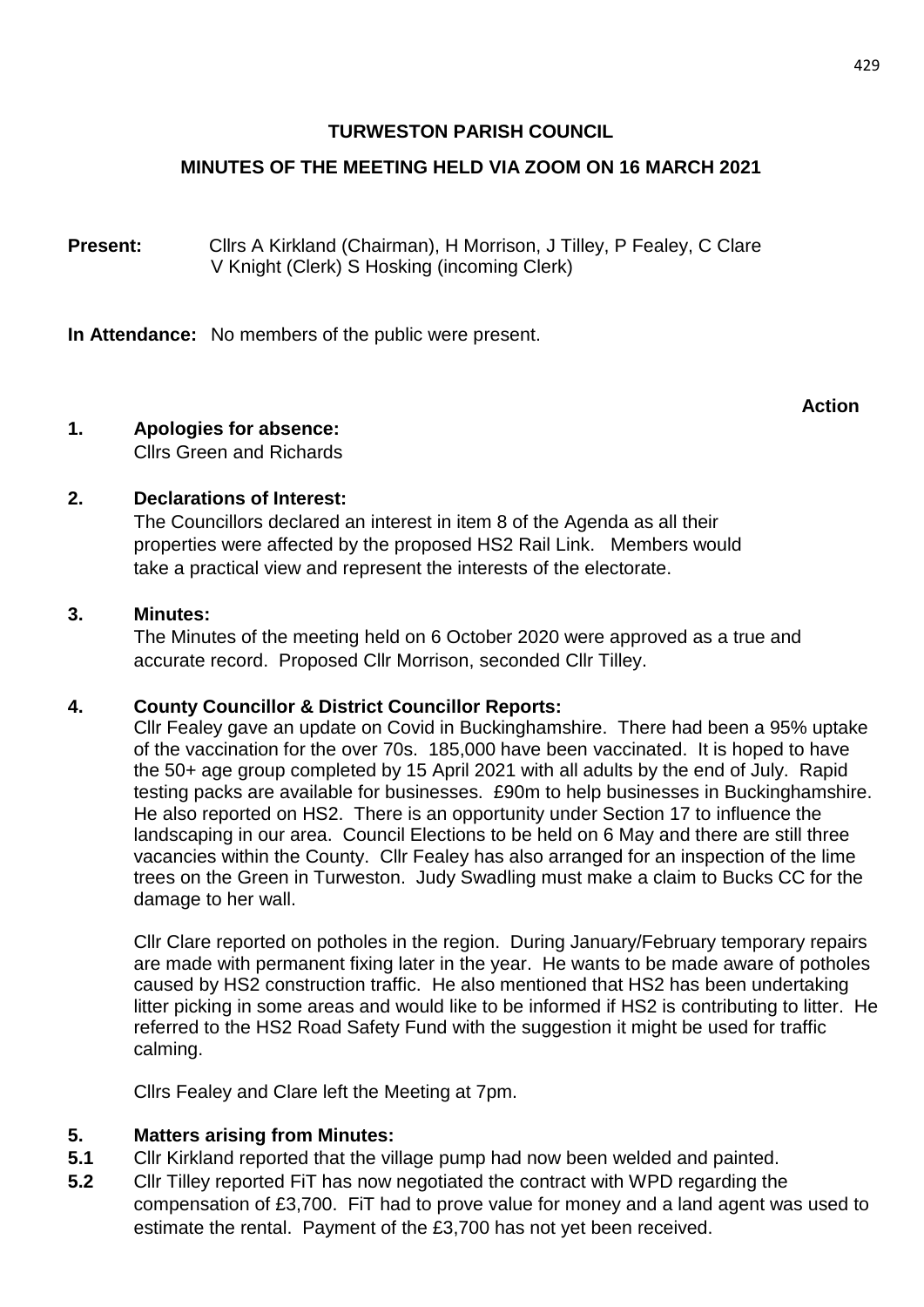**TURWESTON PARISH COUNCIL**

**MINUTES OF THE MEETING HELD VIA ZOOM ON 16 MARCH 2021**

**Present:** Cllrs A Kirkland (Chairman), H Morrison, J Tilley, P Fealey, C Clare
V Knight (Clerk) S Hosking (incoming Clerk)

**In Attendance:** No members of the public were present.

**Action**

**1. Apologies for absence:**
Cllrs Green and Richards

**2. Declarations of Interest:**
The Councillors declared an interest in item 8 of the Agenda as all their properties were affected by the proposed HS2 Rail Link. Members would take a practical view and represent the interests of the electorate.

**3. Minutes:**
The Minutes of the meeting held on 6 October 2020 were approved as a true and accurate record. Proposed Cllr Morrison, seconded Cllr Tilley.

**4. County Councillor & District Councillor Reports:**
Cllr Fealey gave an update on Covid in Buckinghamshire. There had been a 95% uptake of the vaccination for the over 70s. 185,000 have been vaccinated. It is hoped to have the 50+ age group completed by 15 April 2021 with all adults by the end of July. Rapid testing packs are available for businesses. £90m to help businesses in Buckinghamshire. He also reported on HS2. There is an opportunity under Section 17 to influence the landscaping in our area. Council Elections to be held on 6 May and there are still three vacancies within the County. Cllr Fealey has also arranged for an inspection of the lime trees on the Green in Turweston. Judy Swadling must make a claim to Bucks CC for the damage to her wall.

Cllr Clare reported on potholes in the region. During January/February temporary repairs are made with permanent fixing later in the year. He wants to be made aware of potholes caused by HS2 construction traffic. He also mentioned that HS2 has been undertaking litter picking in some areas and would like to be informed if HS2 is contributing to litter. He referred to the HS2 Road Safety Fund with the suggestion it might be used for traffic calming.

Cllrs Fealey and Clare left the Meeting at 7pm.

**5. Matters arising from Minutes:**

**5.1** Cllr Kirkland reported that the village pump had now been welded and painted.

**5.2** Cllr Tilley reported FiT has now negotiated the contract with WPD regarding the compensation of £3,700. FiT had to prove value for money and a land agent was used to estimate the rental. Payment of the £3,700 has not yet been received.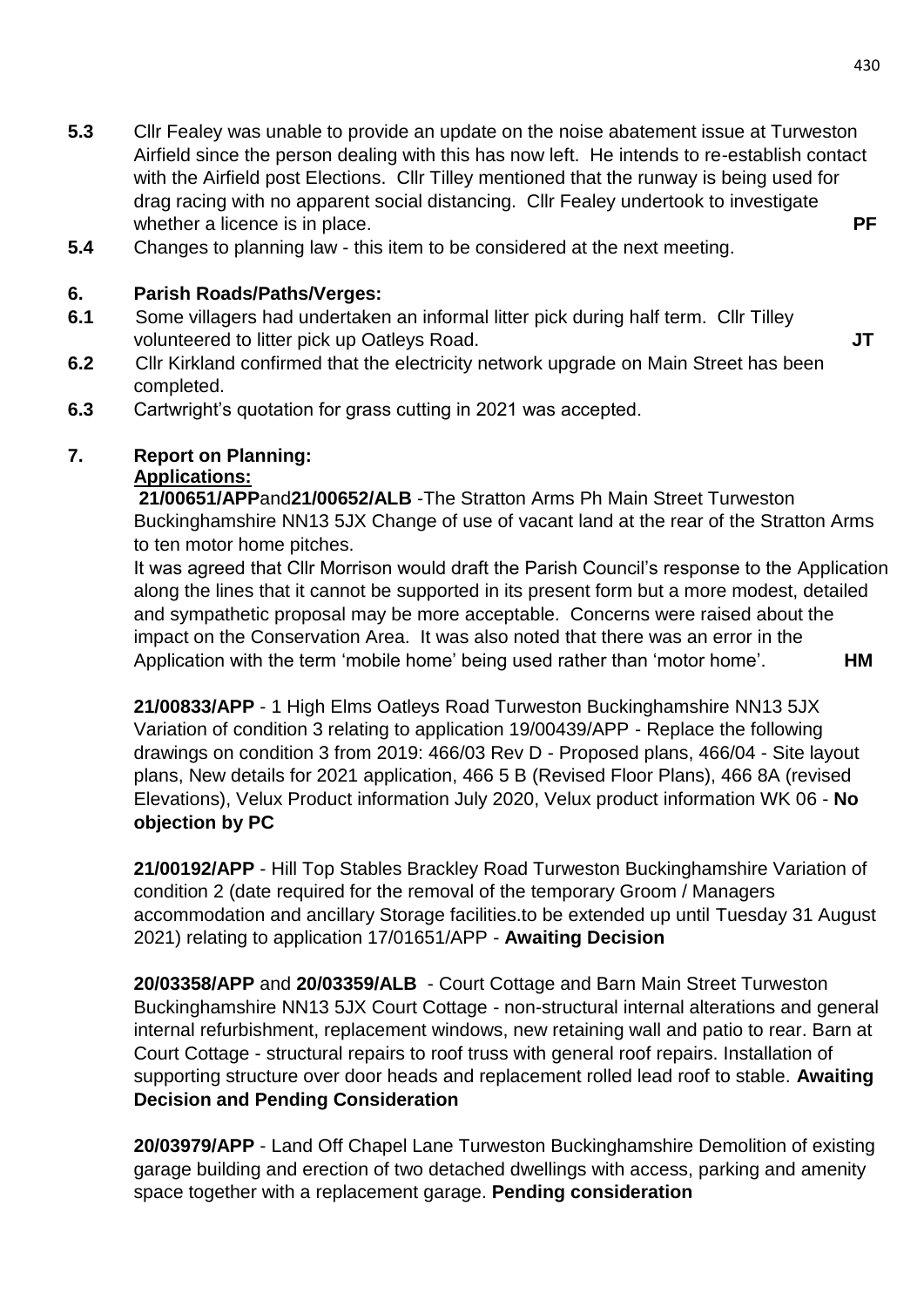**5.3** Cllr Fealey was unable to provide an update on the noise abatement issue at Turweston Airfield since the person dealing with this has now left. He intends to re-establish contact with the Airfield post Elections. Cllr Tilley mentioned that the runway is being used for drag racing with no apparent social distancing. Cllr Fealey undertook to investigate whether a licence is in place. **PF**

**5.4** Changes to planning law - this item to be considered at the next meeting.

## 6. Parish Roads/Paths/Verges:

**6.1** Some villagers had undertaken an informal litter pick during half term. Cllr Tilley volunteered to litter pick up Oatleys Road. **JT**

**6.2** Cllr Kirkland confirmed that the electricity network upgrade on Main Street has been completed.

**6.3** Cartwright's quotation for grass cutting in 2021 was accepted.

## 7. Report on Planning:

**Applications:**

**21/00651/APP**and**21/00652/ALB** -The Stratton Arms Ph Main Street Turweston Buckinghamshire NN13 5JX Change of use of vacant land at the rear of the Stratton Arms to ten motor home pitches.

It was agreed that Cllr Morrison would draft the Parish Council's response to the Application along the lines that it cannot be supported in its present form but a more modest, detailed and sympathetic proposal may be more acceptable. Concerns were raised about the impact on the Conservation Area. It was also noted that there was an error in the Application with the term 'mobile home' being used rather than 'motor home'. **HM**

**21/00833/APP** - 1 High Elms Oatleys Road Turweston Buckinghamshire NN13 5JX Variation of condition 3 relating to application 19/00439/APP - Replace the following drawings on condition 3 from 2019: 466/03 Rev D - Proposed plans, 466/04 - Site layout plans, New details for 2021 application, 466 5 B (Revised Floor Plans), 466 8A (revised Elevations), Velux Product information July 2020, Velux product information WK 06 - **No objection by PC**

**21/00192/APP** - Hill Top Stables Brackley Road Turweston Buckinghamshire Variation of condition 2 (date required for the removal of the temporary Groom / Managers accommodation and ancillary Storage facilities.to be extended up until Tuesday 31 August 2021) relating to application 17/01651/APP - **Awaiting Decision**

**20/03358/APP** and **20/03359/ALB** - Court Cottage and Barn Main Street Turweston Buckinghamshire NN13 5JX Court Cottage - non-structural internal alterations and general internal refurbishment, replacement windows, new retaining wall and patio to rear. Barn at Court Cottage - structural repairs to roof truss with general roof repairs. Installation of supporting structure over door heads and replacement rolled lead roof to stable. **Awaiting Decision and Pending Consideration**

**20/03979/APP** - Land Off Chapel Lane Turweston Buckinghamshire Demolition of existing garage building and erection of two detached dwellings with access, parking and amenity space together with a replacement garage. **Pending consideration**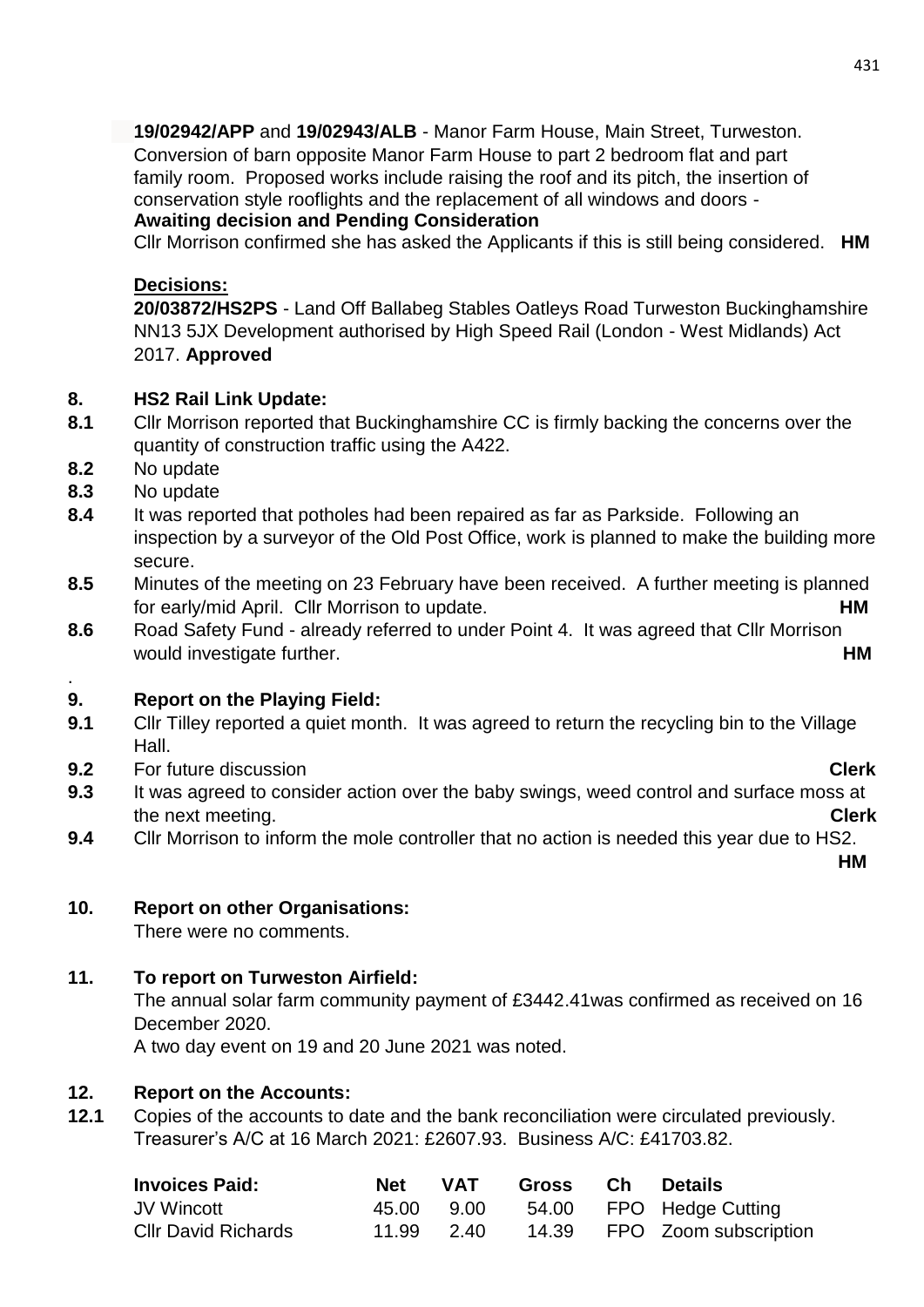**19/02942/APP** and **19/02943/ALB** - Manor Farm House, Main Street, Turweston. Conversion of barn opposite Manor Farm House to part 2 bedroom flat and part family room. Proposed works include raising the roof and its pitch, the insertion of conservation style rooflights and the replacement of all windows and doors - **Awaiting decision and Pending Consideration**

Cllr Morrison confirmed she has asked the Applicants if this is still being considered. **HM**

**Decisions:**

**20/03872/HS2PS** - Land Off Ballabeg Stables Oatleys Road Turweston Buckinghamshire NN13 5JX Development authorised by High Speed Rail (London - West Midlands) Act 2017. **Approved**

**8. HS2 Rail Link Update:**

**8.1** Cllr Morrison reported that Buckinghamshire CC is firmly backing the concerns over the quantity of construction traffic using the A422.

**8.2** No update

**8.3** No update

**8.4** It was reported that potholes had been repaired as far as Parkside. Following an inspection by a surveyor of the Old Post Office, work is planned to make the building more secure.

**8.5** Minutes of the meeting on 23 February have been received. A further meeting is planned for early/mid April. Cllr Morrison to update. **HM**

**8.6** Road Safety Fund - already referred to under Point 4. It was agreed that Cllr Morrison would investigate further. **HM**

**9. Report on the Playing Field:**

**9.1** Cllr Tilley reported a quiet month. It was agreed to return the recycling bin to the Village Hall.

**9.2** For future discussion **Clerk**

**9.3** It was agreed to consider action over the baby swings, weed control and surface moss at the next meeting. **Clerk**

**9.4** Cllr Morrison to inform the mole controller that no action is needed this year due to HS2. **HM**

**10. Report on other Organisations:**

There were no comments.

**11. To report on Turweston Airfield:**

The annual solar farm community payment of £3442.41was confirmed as received on 16 December 2020.

A two day event on 19 and 20 June 2021 was noted.

**12. Report on the Accounts:**

**12.1** Copies of the accounts to date and the bank reconciliation were circulated previously. Treasurer's A/C at 16 March 2021: £2607.93. Business A/C: £41703.82.

| Invoices Paid: | Net | VAT | Gross | Ch | Details |
|---|---|---|---|---|---|
| JV Wincott | 45.00 | 9.00 | 54.00 | FPO | Hedge Cutting |
| Cllr David Richards | 11.99 | 2.40 | 14.39 | FPO | Zoom subscription |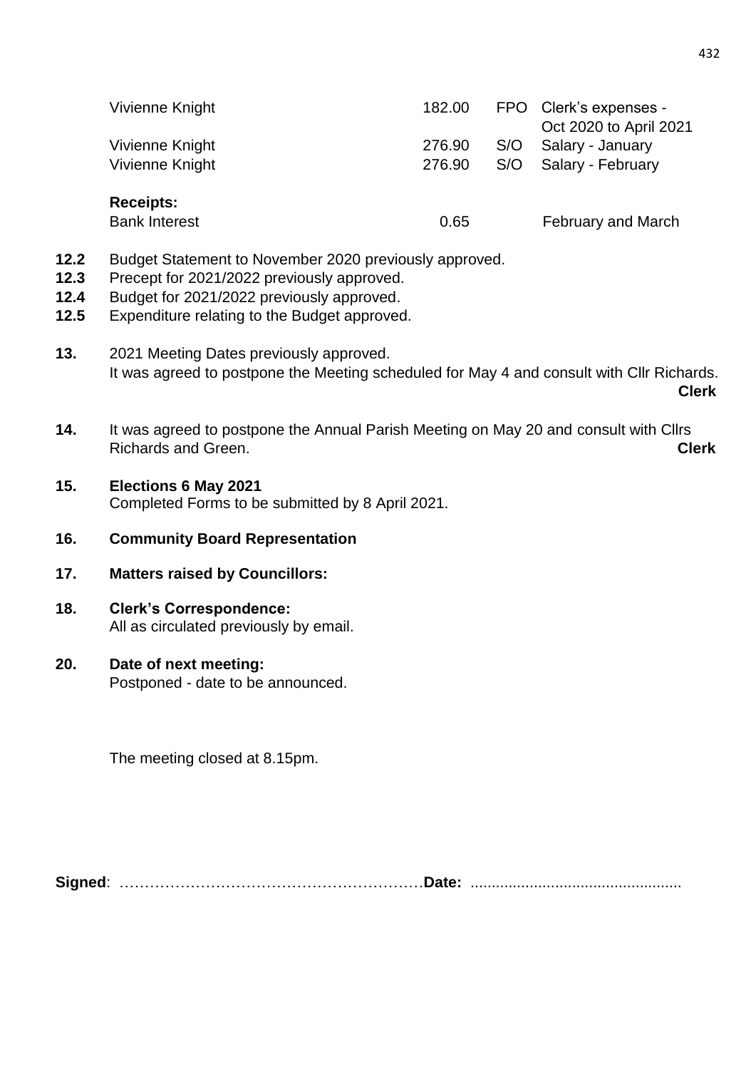| | | | |
|---|---|---|---|
| Vivienne Knight | 182.00 | FPO | Clerk's expenses - Oct 2020 to April 2021 |
| Vivienne Knight | 276.90 | S/O | Salary - January |
| Vivienne Knight | 276.90 | S/O | Salary - February |
| **Receipts:** | | | |
| Bank Interest | 0.65 | | February and March |

**12.2** Budget Statement to November 2020 previously approved.

**12.3** Precept for 2021/2022 previously approved.

**12.4** Budget for 2021/2022 previously approved.

**12.5** Expenditure relating to the Budget approved.

**13.** 2021 Meeting Dates previously approved.
It was agreed to postpone the Meeting scheduled for May 4 and consult with Cllr Richards. **Clerk**

**14.** It was agreed to postpone the Annual Parish Meeting on May 20 and consult with Cllrs Richards and Green. **Clerk**

**15. Elections 6 May 2021**
Completed Forms to be submitted by 8 April 2021.

**16. Community Board Representation**

**17. Matters raised by Councillors:**

**18. Clerk's Correspondence:**
All as circulated previously by email.

**20. Date of next meeting:**
Postponed - date to be announced.

The meeting closed at 8.15pm.

**Signed**: ……………………………………………………**Date:** ..................................................